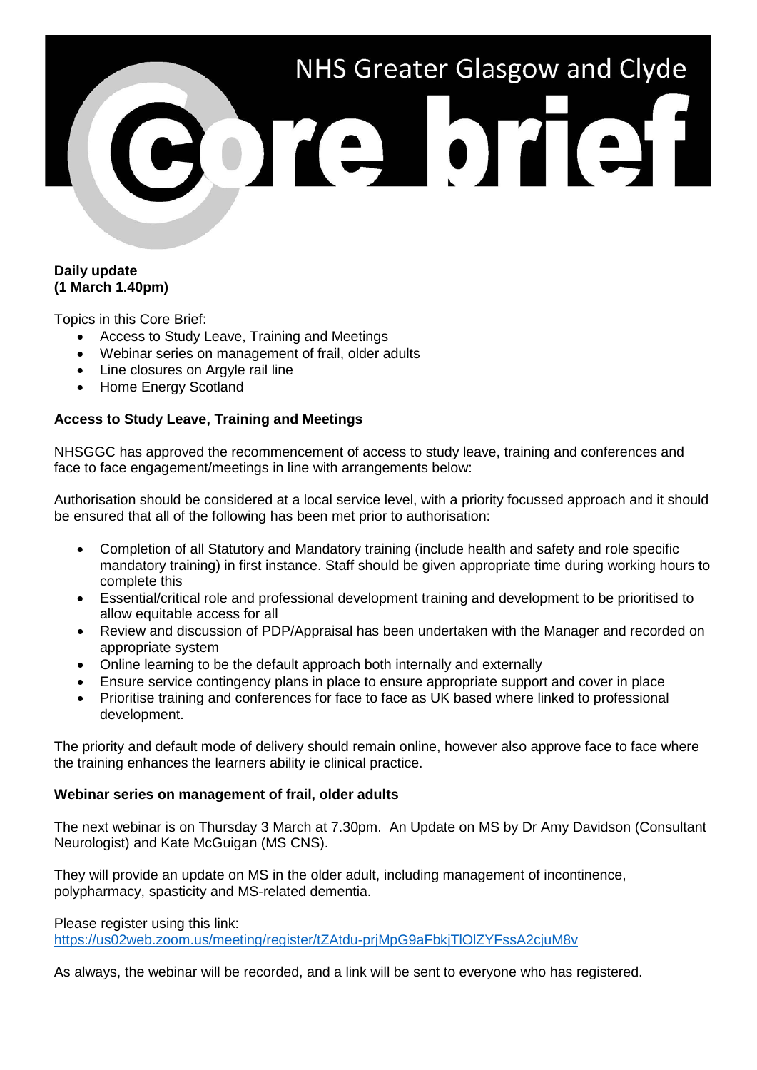# NHS Greater Glasgow and Clyde Core brief

**Daily update**
**(1 March 1.40pm)**

Topics in this Core Brief:

- Access to Study Leave, Training and Meetings
- Webinar series on management of frail, older adults
- Line closures on Argyle rail line
- Home Energy Scotland

**Access to Study Leave, Training and Meetings**

NHSGGC has approved the recommencement of access to study leave, training and conferences and face to face engagement/meetings in line with arrangements below:

Authorisation should be considered at a local service level, with a priority focussed approach and it should be ensured that all of the following has been met prior to authorisation:

- Completion of all Statutory and Mandatory training (include health and safety and role specific mandatory training) in first instance. Staff should be given appropriate time during working hours to complete this
- Essential/critical role and professional development training and development to be prioritised to allow equitable access for all
- Review and discussion of PDP/Appraisal has been undertaken with the Manager and recorded on appropriate system
- Online learning to be the default approach both internally and externally
- Ensure service contingency plans in place to ensure appropriate support and cover in place
- Prioritise training and conferences for face to face as UK based where linked to professional development.

The priority and default mode of delivery should remain online, however also approve face to face where the training enhances the learners ability ie clinical practice.

**Webinar series on management of frail, older adults**

The next webinar is on Thursday 3 March at 7.30pm. An Update on MS by Dr Amy Davidson (Consultant Neurologist) and Kate McGuigan (MS CNS).

They will provide an update on MS in the older adult, including management of incontinence, polypharmacy, spasticity and MS-related dementia.

Please register using this link:
https://us02web.zoom.us/meeting/register/tZAtdu-prjMpG9aFbkjTlOlZYFssA2cjuM8v

As always, the webinar will be recorded, and a link will be sent to everyone who has registered.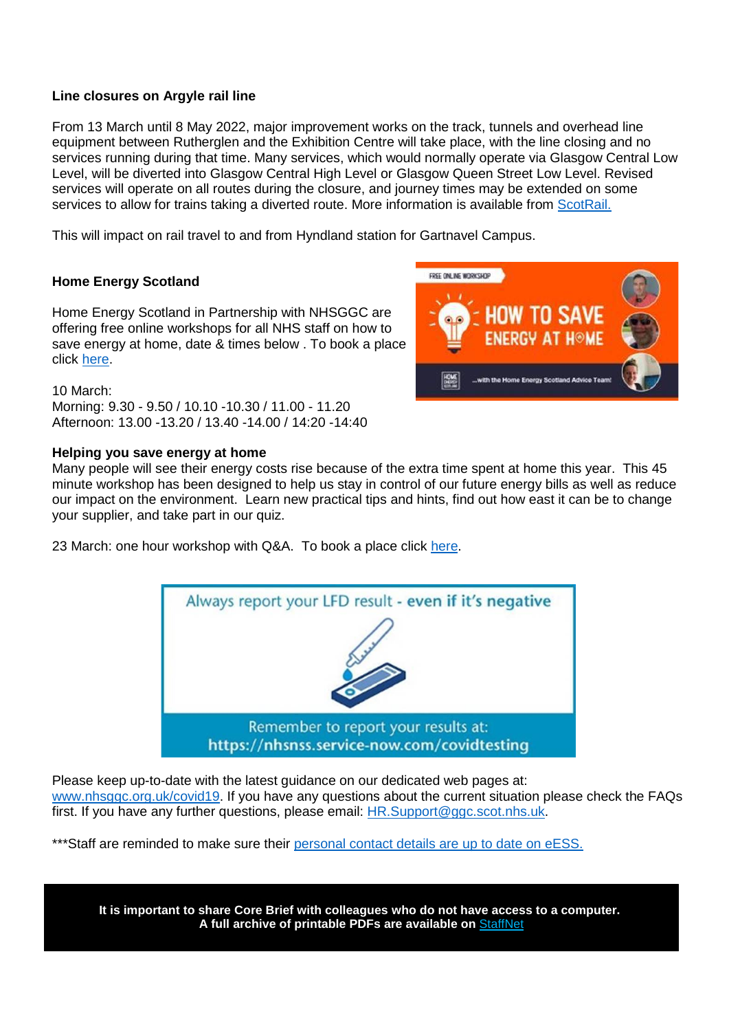**Line closures on Argyle rail line**

From 13 March until 8 May 2022, major improvement works on the track, tunnels and overhead line equipment between Rutherglen and the Exhibition Centre will take place, with the line closing and no services running during that time. Many services, which would normally operate via Glasgow Central Low Level, will be diverted into Glasgow Central High Level or Glasgow Queen Street Low Level. Revised services will operate on all routes during the closure, and journey times may be extended on some services to allow for trains taking a diverted route. More information is available from ScotRail.

This will impact on rail travel to and from Hyndland station for Gartnavel Campus.

**Home Energy Scotland**

Home Energy Scotland in Partnership with NHSGGC are offering free online workshops for all NHS staff on how to save energy at home, date & times below . To book a place click here.

10 March:
Morning: 9.30 - 9.50 / 10.10 -10.30 / 11.00 - 11.20
Afternoon: 13.00 -13.20 / 13.40 -14.00 / 14:20 -14:40

**Helping you save energy at home**
Many people will see their energy costs rise because of the extra time spent at home this year. This 45 minute workshop has been designed to help us stay in control of our future energy bills as well as reduce our impact on the environment. Learn new practical tips and hints, find out how east it can be to change your supplier, and take part in our quiz.

23 March: one hour workshop with Q&A. To book a place click here.

Please keep up-to-date with the latest guidance on our dedicated web pages at: www.nhsggc.org.uk/covid19. If you have any questions about the current situation please check the FAQs first. If you have any further questions, please email: HR.Support@ggc.scot.nhs.uk.

***Staff are reminded to make sure their personal contact details are up to date on eESS.

**It is important to share Core Brief with colleagues who do not have access to a computer.**
**A full archive of printable PDFs are available on StaffNet**